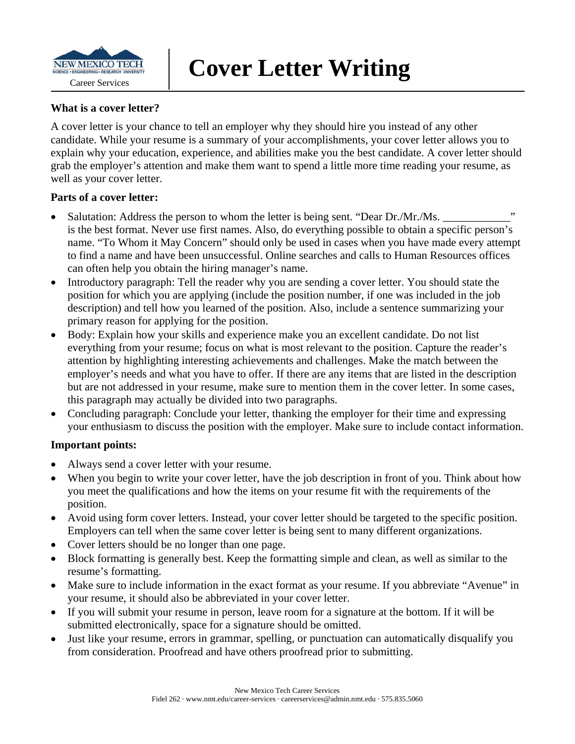NEW MEXICO TECH
SCIENCE • ENGINEERING • RESEARCH UNIVERSITY
Career Services

# Cover Letter Writing

**What is a cover letter?**

A cover letter is your chance to tell an employer why they should hire you instead of any other candidate. While your resume is a summary of your accomplishments, your cover letter allows you to explain why your education, experience, and abilities make you the best candidate. A cover letter should grab the employer's attention and make them want to spend a little more time reading your resume, as well as your cover letter.

**Parts of a cover letter:**

- Salutation: Address the person to whom the letter is being sent. "Dear Dr./Mr./Ms. ____________" is the best format. Never use first names. Also, do everything possible to obtain a specific person's name. "To Whom it May Concern" should only be used in cases when you have made every attempt to find a name and have been unsuccessful. Online searches and calls to Human Resources offices can often help you obtain the hiring manager's name.
- Introductory paragraph: Tell the reader why you are sending a cover letter. You should state the position for which you are applying (include the position number, if one was included in the job description) and tell how you learned of the position. Also, include a sentence summarizing your primary reason for applying for the position.
- Body: Explain how your skills and experience make you an excellent candidate. Do not list everything from your resume; focus on what is most relevant to the position. Capture the reader's attention by highlighting interesting achievements and challenges. Make the match between the employer's needs and what you have to offer. If there are any items that are listed in the description but are not addressed in your resume, make sure to mention them in the cover letter. In some cases, this paragraph may actually be divided into two paragraphs.
- Concluding paragraph: Conclude your letter, thanking the employer for their time and expressing your enthusiasm to discuss the position with the employer. Make sure to include contact information.

**Important points:**

- Always send a cover letter with your resume.
- When you begin to write your cover letter, have the job description in front of you. Think about how you meet the qualifications and how the items on your resume fit with the requirements of the position.
- Avoid using form cover letters. Instead, your cover letter should be targeted to the specific position. Employers can tell when the same cover letter is being sent to many different organizations.
- Cover letters should be no longer than one page.
- Block formatting is generally best. Keep the formatting simple and clean, as well as similar to the resume's formatting.
- Make sure to include information in the exact format as your resume. If you abbreviate "Avenue" in your resume, it should also be abbreviated in your cover letter.
- If you will submit your resume in person, leave room for a signature at the bottom. If it will be submitted electronically, space for a signature should be omitted.
- Just like your resume, errors in grammar, spelling, or punctuation can automatically disqualify you from consideration. Proofread and have others proofread prior to submitting.

New Mexico Tech Career Services
Fidel 262 · www.nmt.edu/career-services · careerservices@admin.nmt.edu · 575.835.5060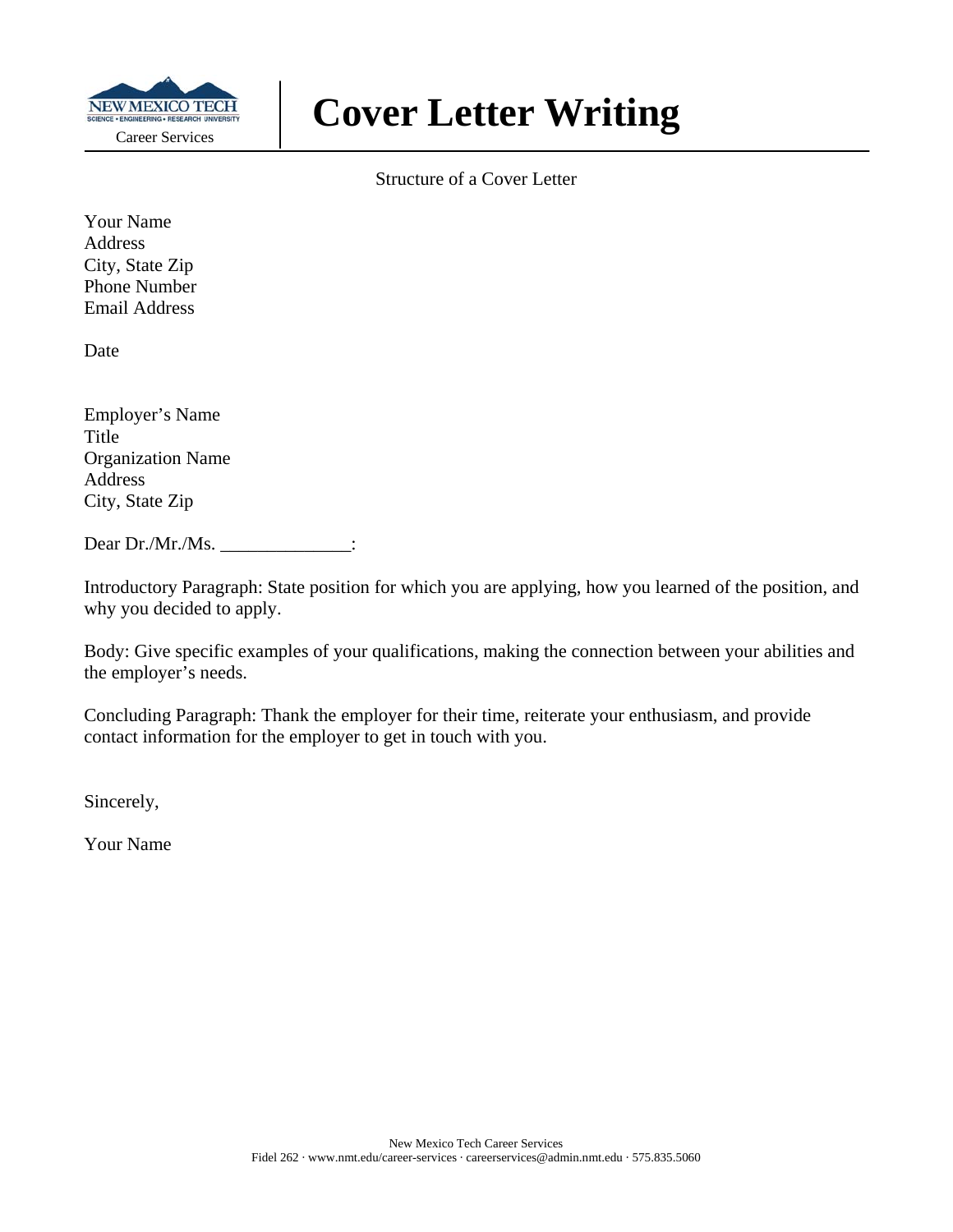NEW MEXICO TECH
SCIENCE • ENGINEERING • RESEARCH UNIVERSITY
Career Services

# Cover Letter Writing

Structure of a Cover Letter

Your Name
Address
City, State Zip
Phone Number
Email Address

Date

Employer's Name
Title
Organization Name
Address
City, State Zip

Dear Dr./Mr./Ms. ______________:

Introductory Paragraph: State position for which you are applying, how you learned of the position, and why you decided to apply.

Body: Give specific examples of your qualifications, making the connection between your abilities and the employer's needs.

Concluding Paragraph: Thank the employer for their time, reiterate your enthusiasm, and provide contact information for the employer to get in touch with you.

Sincerely,

Your Name

New Mexico Tech Career Services
Fidel 262 · www.nmt.edu/career-services · careerservices@admin.nmt.edu · 575.835.5060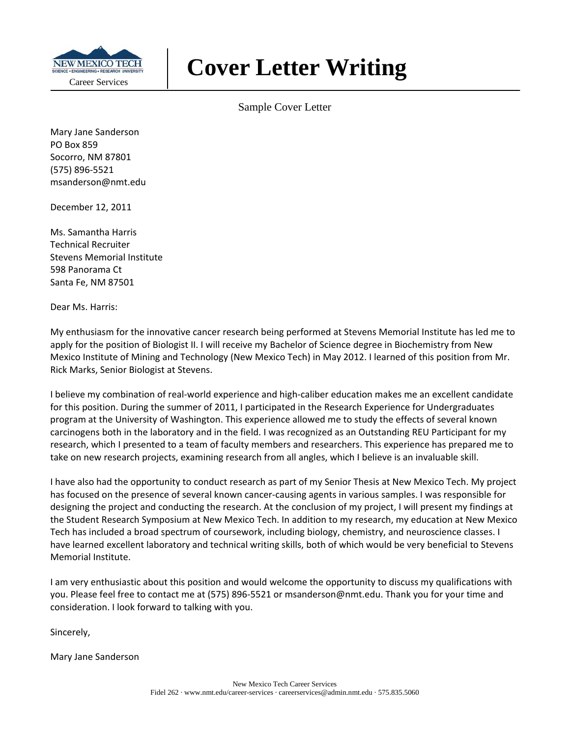# Cover Letter Writing

Sample Cover Letter

Mary Jane Sanderson
PO Box 859
Socorro, NM 87801
(575) 896-5521
msanderson@nmt.edu

December 12, 2011

Ms. Samantha Harris
Technical Recruiter
Stevens Memorial Institute
598 Panorama Ct
Santa Fe, NM 87501

Dear Ms. Harris:

My enthusiasm for the innovative cancer research being performed at Stevens Memorial Institute has led me to apply for the position of Biologist II. I will receive my Bachelor of Science degree in Biochemistry from New Mexico Institute of Mining and Technology (New Mexico Tech) in May 2012. I learned of this position from Mr. Rick Marks, Senior Biologist at Stevens.

I believe my combination of real-world experience and high-caliber education makes me an excellent candidate for this position. During the summer of 2011, I participated in the Research Experience for Undergraduates program at the University of Washington. This experience allowed me to study the effects of several known carcinogens both in the laboratory and in the field. I was recognized as an Outstanding REU Participant for my research, which I presented to a team of faculty members and researchers. This experience has prepared me to take on new research projects, examining research from all angles, which I believe is an invaluable skill.

I have also had the opportunity to conduct research as part of my Senior Thesis at New Mexico Tech. My project has focused on the presence of several known cancer-causing agents in various samples. I was responsible for designing the project and conducting the research. At the conclusion of my project, I will present my findings at the Student Research Symposium at New Mexico Tech. In addition to my research, my education at New Mexico Tech has included a broad spectrum of coursework, including biology, chemistry, and neuroscience classes. I have learned excellent laboratory and technical writing skills, both of which would be very beneficial to Stevens Memorial Institute.

I am very enthusiastic about this position and would welcome the opportunity to discuss my qualifications with you. Please feel free to contact me at (575) 896-5521 or msanderson@nmt.edu. Thank you for your time and consideration. I look forward to talking with you.

Sincerely,

Mary Jane Sanderson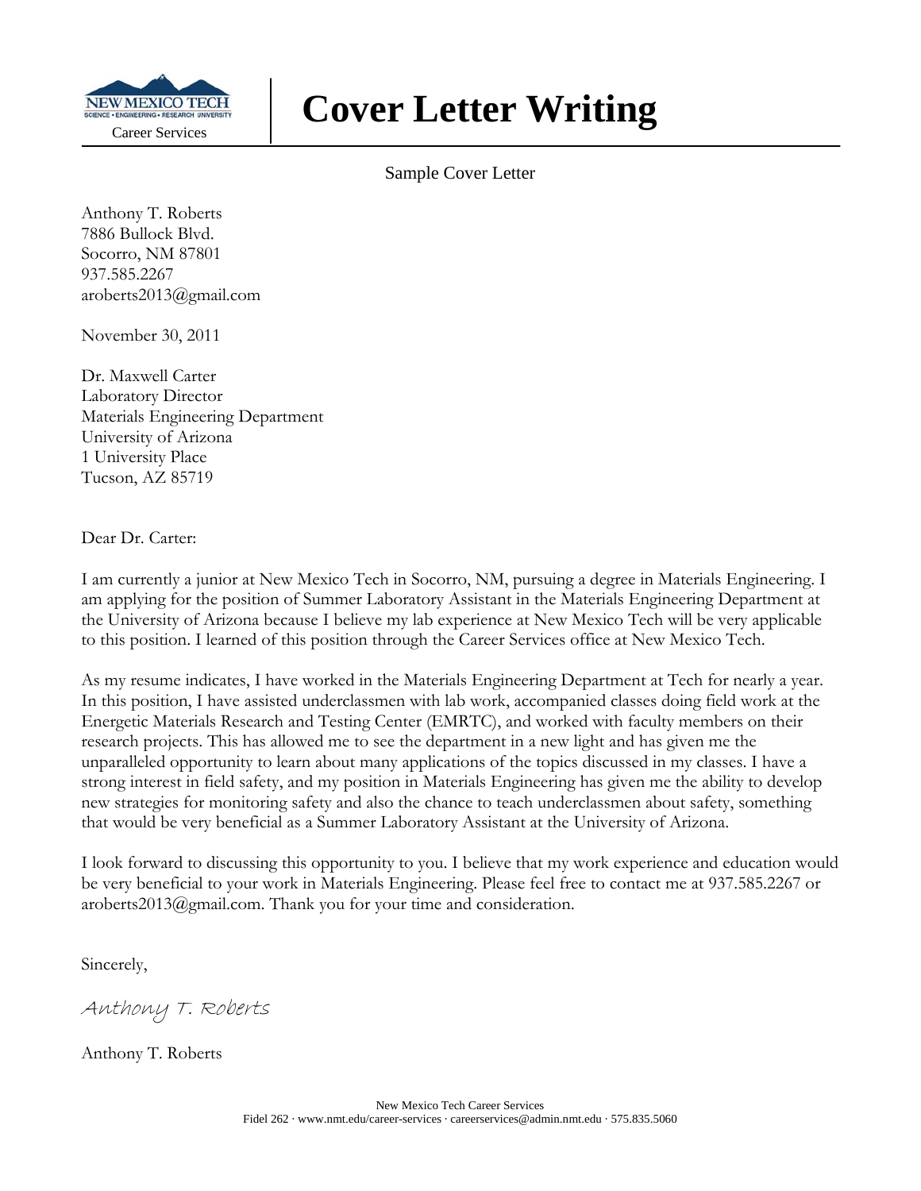# Cover Letter Writing

Sample Cover Letter

Anthony T. Roberts
7886 Bullock Blvd.
Socorro, NM 87801
937.585.2267
aroberts2013@gmail.com

November 30, 2011

Dr. Maxwell Carter
Laboratory Director
Materials Engineering Department
University of Arizona
1 University Place
Tucson, AZ 85719

Dear Dr. Carter:

I am currently a junior at New Mexico Tech in Socorro, NM, pursuing a degree in Materials Engineering. I am applying for the position of Summer Laboratory Assistant in the Materials Engineering Department at the University of Arizona because I believe my lab experience at New Mexico Tech will be very applicable to this position. I learned of this position through the Career Services office at New Mexico Tech.

As my resume indicates, I have worked in the Materials Engineering Department at Tech for nearly a year. In this position, I have assisted underclassmen with lab work, accompanied classes doing field work at the Energetic Materials Research and Testing Center (EMRTC), and worked with faculty members on their research projects. This has allowed me to see the department in a new light and has given me the unparalleled opportunity to learn about many applications of the topics discussed in my classes. I have a strong interest in field safety, and my position in Materials Engineering has given me the ability to develop new strategies for monitoring safety and also the chance to teach underclassmen about safety, something that would be very beneficial as a Summer Laboratory Assistant at the University of Arizona.

I look forward to discussing this opportunity to you. I believe that my work experience and education would be very beneficial to your work in Materials Engineering. Please feel free to contact me at 937.585.2267 or aroberts2013@gmail.com. Thank you for your time and consideration.

Sincerely,

*Anthony T. Roberts*

Anthony T. Roberts